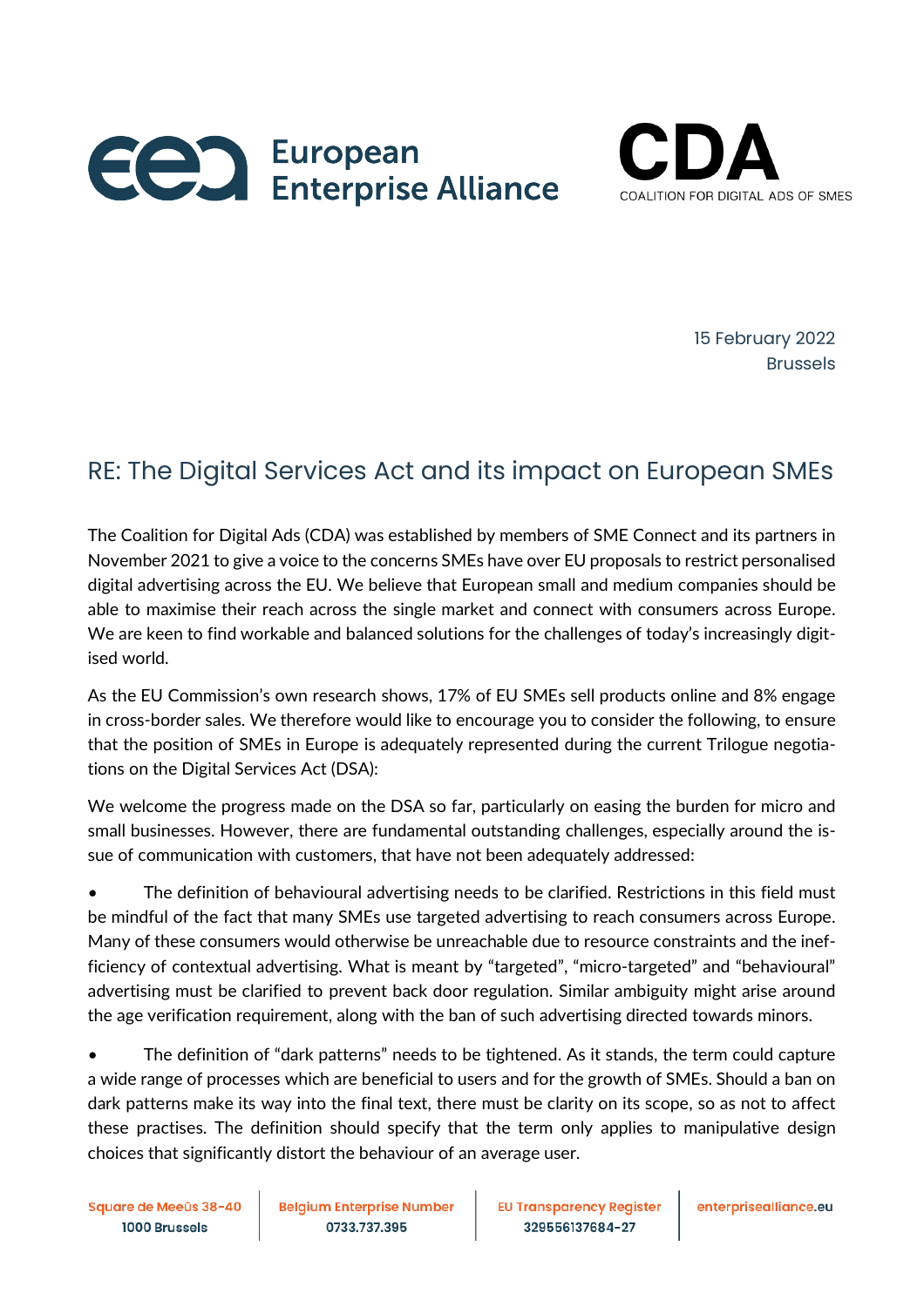European Enterprise Alliance

CDA
COALITION FOR DIGITAL ADS OF SMES

15 February 2022
Brussels

## RE: The Digital Services Act and its impact on European SMEs

The Coalition for Digital Ads (CDA) was established by members of SME Connect and its partners in November 2021 to give a voice to the concerns SMEs have over EU proposals to restrict personalised digital advertising across the EU. We believe that European small and medium companies should be able to maximise their reach across the single market and connect with consumers across Europe. We are keen to find workable and balanced solutions for the challenges of today's increasingly digitised world.

As the EU Commission's own research shows, 17% of EU SMEs sell products online and 8% engage in cross-border sales. We therefore would like to encourage you to consider the following, to ensure that the position of SMEs in Europe is adequately represented during the current Trilogue negotiations on the Digital Services Act (DSA):

We welcome the progress made on the DSA so far, particularly on easing the burden for micro and small businesses. However, there are fundamental outstanding challenges, especially around the issue of communication with customers, that have not been adequately addressed:

- The definition of behavioural advertising needs to be clarified. Restrictions in this field must be mindful of the fact that many SMEs use targeted advertising to reach consumers across Europe. Many of these consumers would otherwise be unreachable due to resource constraints and the inefficiency of contextual advertising. What is meant by "targeted", "micro-targeted" and "behavioural" advertising must be clarified to prevent back door regulation. Similar ambiguity might arise around the age verification requirement, along with the ban of such advertising directed towards minors.

- The definition of "dark patterns" needs to be tightened. As it stands, the term could capture a wide range of processes which are beneficial to users and for the growth of SMEs. Should a ban on dark patterns make its way into the final text, there must be clarity on its scope, so as not to affect these practises. The definition should specify that the term only applies to manipulative design choices that significantly distort the behaviour of an average user.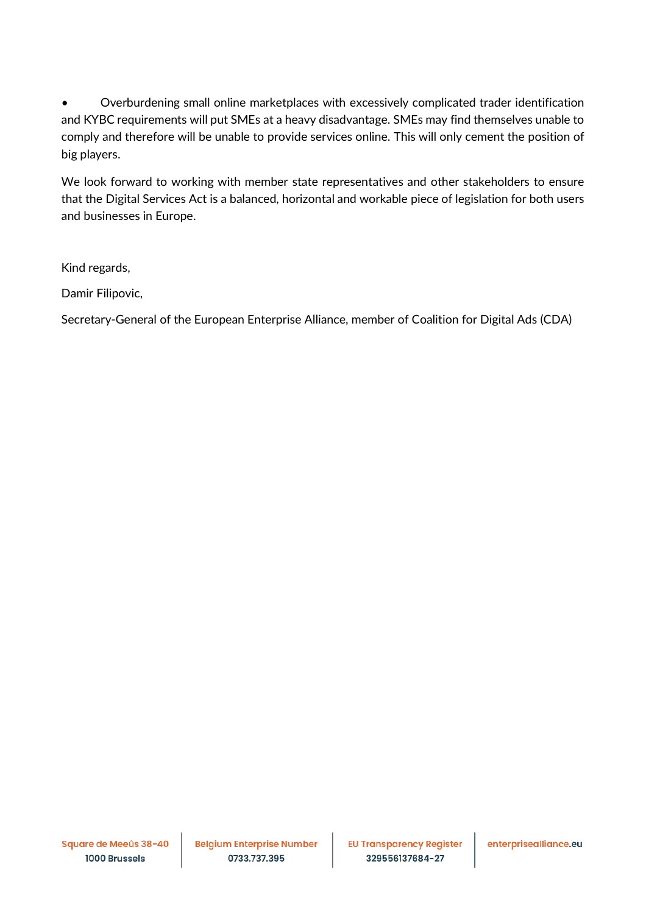- Overburdening small online marketplaces with excessively complicated trader identification and KYBC requirements will put SMEs at a heavy disadvantage. SMEs may find themselves unable to comply and therefore will be unable to provide services online. This will only cement the position of big players.

We look forward to working with member state representatives and other stakeholders to ensure that the Digital Services Act is a balanced, horizontal and workable piece of legislation for both users and businesses in Europe.

Kind regards,

Damir Filipovic,

Secretary-General of the European Enterprise Alliance, member of Coalition for Digital Ads (CDA)

Square de Meeûs 38-40
1000 Brussels

Belgium Enterprise Number
0733.737.395

EU Transparency Register
329556137684-27

enterprisealliance.eu